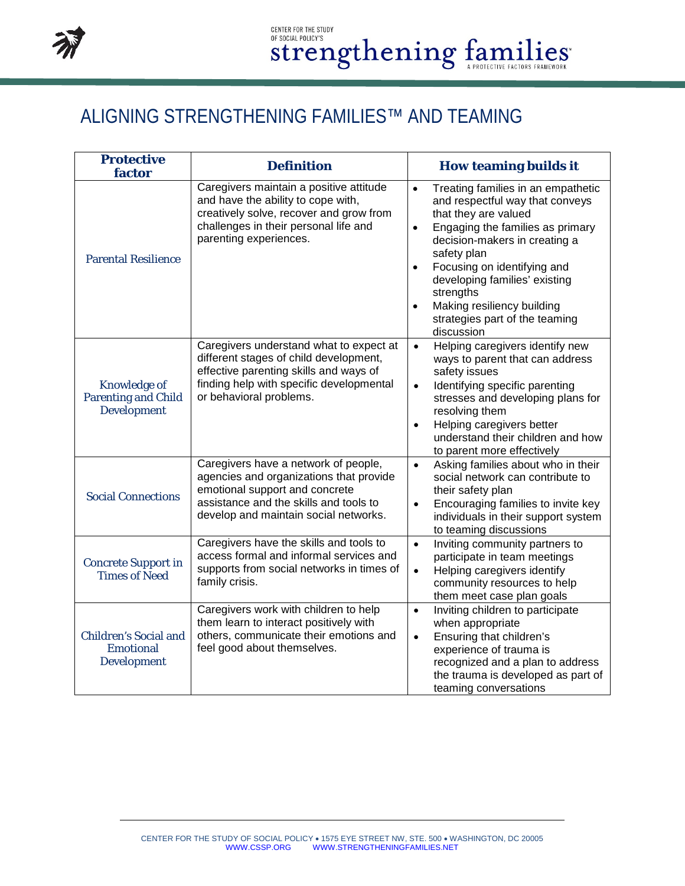# ALIGNING STRENGTHENING FAMILIES™ AND TEAMING

| Protective factor | Definition | How teaming builds it |
| --- | --- | --- |
| Parental Resilience | Caregivers maintain a positive attitude and have the ability to cope with, creatively solve, recover and grow from challenges in their personal life and parenting experiences. | • Treating families in an empathetic and respectful way that conveys that they are valued<br>• Engaging the families as primary decision-makers in creating a safety plan<br>• Focusing on identifying and developing families' existing strengths<br>• Making resiliency building strategies part of the teaming discussion |
| Knowledge of Parenting and Child Development | Caregivers understand what to expect at different stages of child development, effective parenting skills and ways of finding help with specific developmental or behavioral problems. | • Helping caregivers identify new ways to parent that can address safety issues<br>• Identifying specific parenting stresses and developing plans for resolving them<br>• Helping caregivers better understand their children and how to parent more effectively |
| Social Connections | Caregivers have a network of people, agencies and organizations that provide emotional support and concrete assistance and the skills and tools to develop and maintain social networks. | • Asking families about who in their social network can contribute to their safety plan<br>• Encouraging families to invite key individuals in their support system to teaming discussions |
| Concrete Support in Times of Need | Caregivers have the skills and tools to access formal and informal services and supports from social networks in times of family crisis. | • Inviting community partners to participate in team meetings<br>• Helping caregivers identify community resources to help them meet case plan goals |
| Children's Social and Emotional Development | Caregivers work with children to help them learn to interact positively with others, communicate their emotions and feel good about themselves. | • Inviting children to participate when appropriate<br>• Ensuring that children's experience of trauma is recognized and a plan to address the trauma is developed as part of teaming conversations |

CENTER FOR THE STUDY OF SOCIAL POLICY • 1575 EYE STREET NW, STE. 500 • WASHINGTON, DC 20005
WWW.CSSP.ORG WWW.STRENGTHENINGFAMILIES.NET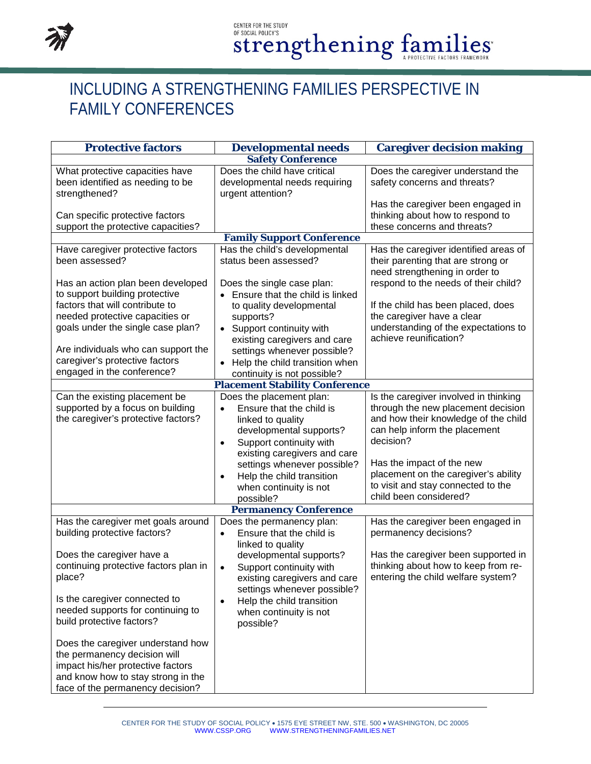# INCLUDING A STRENGTHENING FAMILIES PERSPECTIVE IN FAMILY CONFERENCES

| Protective factors | Developmental needs | Caregiver decision making |
|---|---|---|
| **Safety Conference** | | |
| What protective capacities have been identified as needing to be strengthened?<br><br>Can specific protective factors support the protective capacities? | Does the child have critical developmental needs requiring urgent attention? | Does the caregiver understand the safety concerns and threats?<br><br>Has the caregiver been engaged in thinking about how to respond to these concerns and threats? |
| **Family Support Conference** | | |
| Have caregiver protective factors been assessed?<br><br>Has an action plan been developed to support building protective factors that will contribute to needed protective capacities or goals under the single case plan?<br><br>Are individuals who can support the caregiver's protective factors engaged in the conference? | Has the child's developmental status been assessed?<br><br>Does the single case plan:<br>• Ensure that the child is linked to quality developmental supports?<br>• Support continuity with existing caregivers and care settings whenever possible?<br>• Help the child transition when continuity is not possible? | Has the caregiver identified areas of their parenting that are strong or need strengthening in order to respond to the needs of their child?<br><br>If the child has been placed, does the caregiver have a clear understanding of the expectations to achieve reunification? |
| **Placement Stability Conference** | | |
| Can the existing placement be supported by a focus on building the caregiver's protective factors? | Does the placement plan:<br>• Ensure that the child is linked to quality developmental supports?<br>• Support continuity with existing caregivers and care settings whenever possible?<br>• Help the child transition when continuity is not possible? | Is the caregiver involved in thinking through the new placement decision and how their knowledge of the child can help inform the placement decision?<br><br>Has the impact of the new placement on the caregiver's ability to visit and stay connected to the child been considered? |
| **Permanency Conference** | | |
| Has the caregiver met goals around building protective factors?<br><br>Does the caregiver have a continuing protective factors plan in place?<br><br>Is the caregiver connected to needed supports for continuing to build protective factors?<br><br>Does the caregiver understand how the permanency decision will impact his/her protective factors and know how to stay strong in the face of the permanency decision? | Does the permanency plan:<br>• Ensure that the child is linked to quality developmental supports?<br>• Support continuity with existing caregivers and care settings whenever possible?<br>• Help the child transition when continuity is not possible? | Has the caregiver been engaged in permanency decisions?<br><br>Has the caregiver been supported in thinking about how to keep from re-entering the child welfare system? |